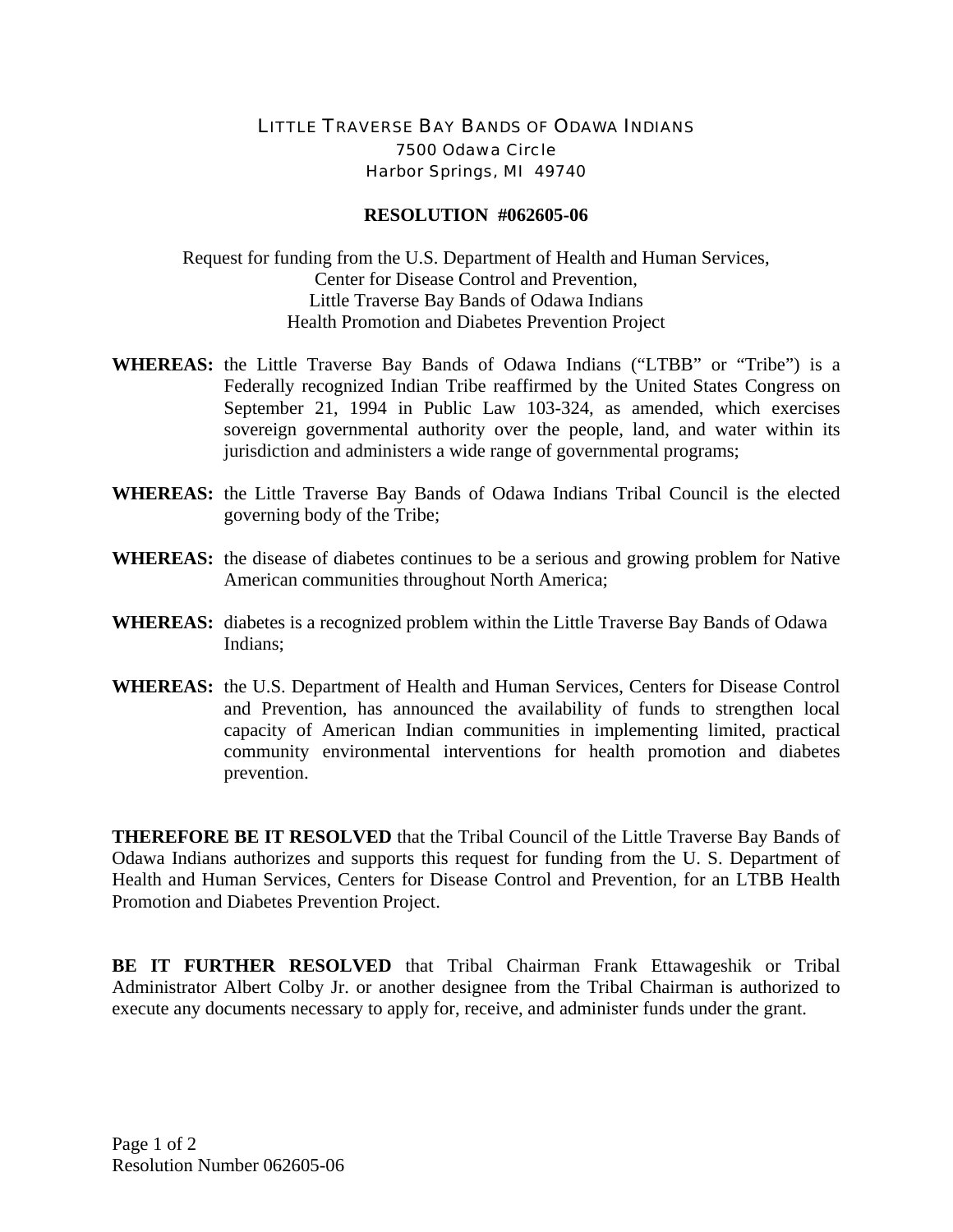LITTLE TRAVERSE BAY BANDS OF ODAWA INDIANS
7500 Odawa Circle
Harbor Springs, MI 49740

**RESOLUTION #062605-06**

Request for funding from the U.S. Department of Health and Human Services,
Center for Disease Control and Prevention,
Little Traverse Bay Bands of Odawa Indians
Health Promotion and Diabetes Prevention Project

**WHEREAS:** the Little Traverse Bay Bands of Odawa Indians ("LTBB" or "Tribe") is a Federally recognized Indian Tribe reaffirmed by the United States Congress on September 21, 1994 in Public Law 103-324, as amended, which exercises sovereign governmental authority over the people, land, and water within its jurisdiction and administers a wide range of governmental programs;

**WHEREAS:** the Little Traverse Bay Bands of Odawa Indians Tribal Council is the elected governing body of the Tribe;

**WHEREAS:** the disease of diabetes continues to be a serious and growing problem for Native American communities throughout North America;

**WHEREAS:** diabetes is a recognized problem within the Little Traverse Bay Bands of Odawa Indians;

**WHEREAS:** the U.S. Department of Health and Human Services, Centers for Disease Control and Prevention, has announced the availability of funds to strengthen local capacity of American Indian communities in implementing limited, practical community environmental interventions for health promotion and diabetes prevention.

**THEREFORE BE IT RESOLVED** that the Tribal Council of the Little Traverse Bay Bands of Odawa Indians authorizes and supports this request for funding from the U. S. Department of Health and Human Services, Centers for Disease Control and Prevention, for an LTBB Health Promotion and Diabetes Prevention Project.

**BE IT FURTHER RESOLVED** that Tribal Chairman Frank Ettawageshik or Tribal Administrator Albert Colby Jr. or another designee from the Tribal Chairman is authorized to execute any documents necessary to apply for, receive, and administer funds under the grant.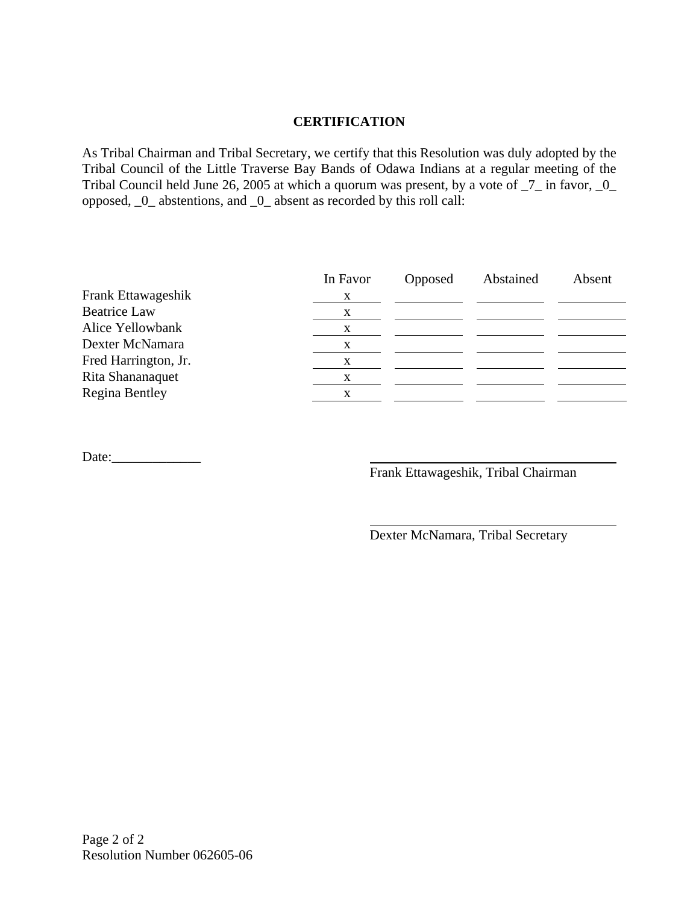## CERTIFICATION

As Tribal Chairman and Tribal Secretary, we certify that this Resolution was duly adopted by the Tribal Council of the Little Traverse Bay Bands of Odawa Indians at a regular meeting of the Tribal Council held June 26, 2005 at which a quorum was present, by a vote of _7_ in favor, _0_ opposed, _0_ abstentions, and _0_ absent as recorded by this roll call:

| | In Favor | Opposed | Abstained | Absent |
|---|---|---|---|---|
| Frank Ettawageshik | x | | | |
| Beatrice Law | x | | | |
| Alice Yellowbank | x | | | |
| Dexter McNamara | x | | | |
| Fred Harrington, Jr. | x | | | |
| Rita Shananaquet | x | | | |
| Regina Bentley | x | | | |

Date:_____________

Frank Ettawageshik, Tribal Chairman

Dexter McNamara, Tribal Secretary

Resolution Number 062605-06